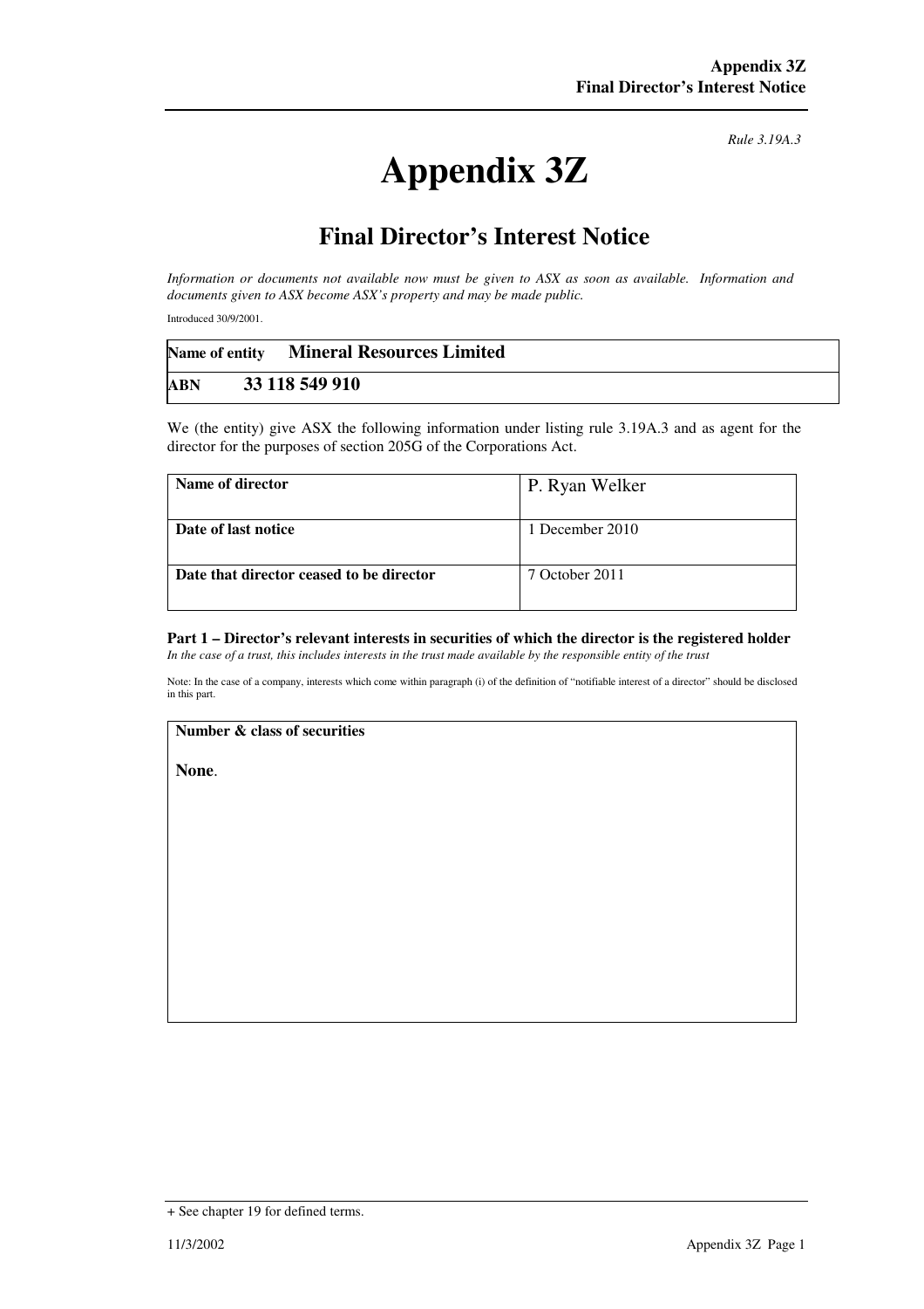*Rule 3.19A.3*

# Appendix 3Z

## Final Director's Interest Notice

*Information or documents not available now must be given to ASX as soon as available. Information and documents given to ASX become ASX's property and may be made public.*

Introduced 30/9/2001.

| **Name of entity** | **Mineral Resources Limited** |
|---|---|
| **ABN** | **33 118 549 910** |

We (the entity) give ASX the following information under listing rule 3.19A.3 and as agent for the director for the purposes of section 205G of the Corporations Act.

| **Name of director** | P. Ryan Welker |
|---|---|
| **Date of last notice** | 1 December 2010 |
| **Date that director ceased to be director** | 7 October 2011 |

### Part 1 – Director's relevant interests in securities of which the director is the registered holder

*In the case of a trust, this includes interests in the trust made available by the responsible entity of the trust*

Note: In the case of a company, interests which come within paragraph (i) of the definition of "notifiable interest of a director" should be disclosed in this part.

| **Number & class of securities** |
|---|
| **None**. |

+ See chapter 19 for defined terms.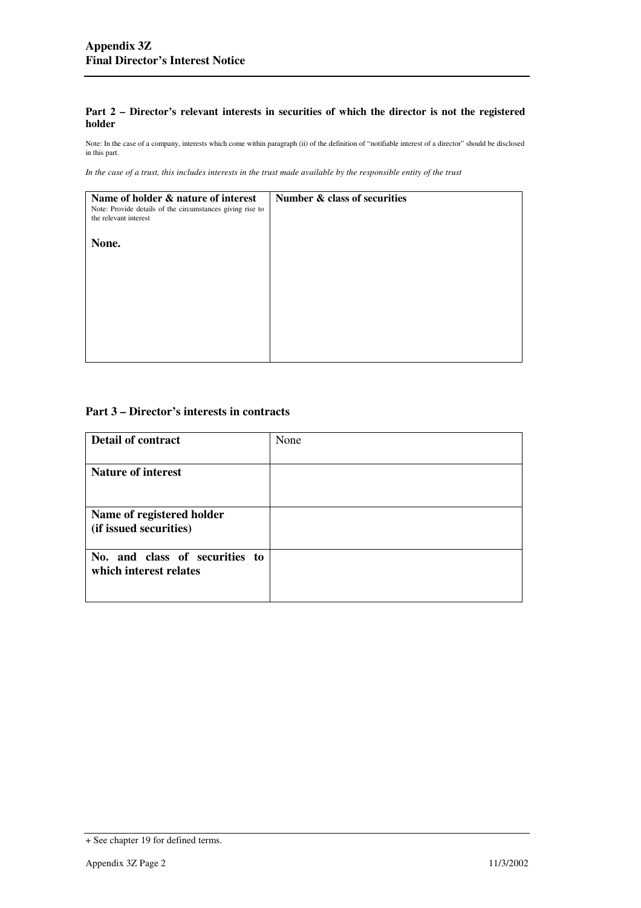**Part 2 – Director's relevant interests in securities of which the director is not the registered holder**

Note: In the case of a company, interests which come within paragraph (ii) of the definition of "notifiable interest of a director" should be disclosed in this part.

*In the case of a trust, this includes interests in the trust made available by the responsible entity of the trust*

| **Name of holder & nature of interest**<br>Note: Provide details of the circumstances giving rise to the relevant interest | **Number & class of securities** |
|---|---|
| **None.** | |

**Part 3 – Director's interests in contracts**

| | |
|---|---|
| **Detail of contract** | None |
| **Nature of interest** | |
| **Name of registered holder (if issued securities)** | |
| **No. and class of securities to which interest relates** | |

+ See chapter 19 for defined terms.